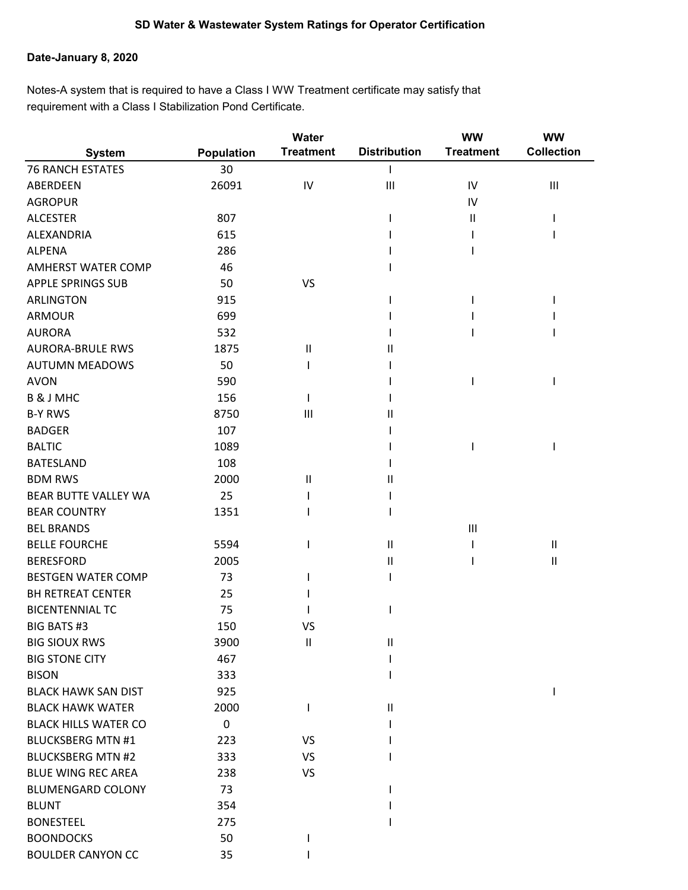# SD Water & Wastewater System Ratings for Operator Certification

**Date-January 8, 2020**

Notes-A system that is required to have a Class I WW Treatment certificate may satisfy that requirement with a Class I Stabilization Pond Certificate.

| System | Population | Water Treatment | Distribution | WW Treatment | WW Collection |
|---|---|---|---|---|---|
| 76 RANCH ESTATES | 30 | | I | | |
| ABERDEEN | 26091 | IV | III | IV | III |
| AGROPUR | | | | IV | |
| ALCESTER | 807 | | I | II | I |
| ALEXANDRIA | 615 | | I | I | I |
| ALPENA | 286 | | I | I | |
| AMHERST WATER COMP | 46 | | I | | |
| APPLE SPRINGS SUB | 50 | VS | | | |
| ARLINGTON | 915 | | I | I | I |
| ARMOUR | 699 | | I | I | I |
| AURORA | 532 | | I | I | I |
| AURORA-BRULE RWS | 1875 | II | II | | |
| AUTUMN MEADOWS | 50 | I | I | | |
| AVON | 590 | | I | I | I |
| B & J MHC | 156 | I | I | | |
| B-Y RWS | 8750 | III | II | | |
| BADGER | 107 | | I | | |
| BALTIC | 1089 | | I | I | I |
| BATESLAND | 108 | | I | | |
| BDM RWS | 2000 | II | II | | |
| BEAR BUTTE VALLEY WA | 25 | I | I | | |
| BEAR COUNTRY | 1351 | I | I | | |
| BEL BRANDS | | | | III | |
| BELLE FOURCHE | 5594 | I | II | I | II |
| BERESFORD | 2005 | | II | I | II |
| BESTGEN WATER COMP | 73 | I | I | | |
| BH RETREAT CENTER | 25 | I | I | | |
| BICENTENNIAL TC | 75 | I | I | | |
| BIG BATS #3 | 150 | VS | | | |
| BIG SIOUX RWS | 3900 | II | II | | |
| BIG STONE CITY | 467 | | I | | |
| BISON | 333 | | I | | |
| BLACK HAWK SAN DIST | 925 | | | | I |
| BLACK HAWK WATER | 2000 | I | II | | |
| BLACK HILLS WATER CO | 0 | | I | | |
| BLUCKSBERG MTN #1 | 223 | VS | I | | |
| BLUCKSBERG MTN #2 | 333 | VS | I | | |
| BLUE WING REC AREA | 238 | VS | | | |
| BLUMENGARD COLONY | 73 | | I | | |
| BLUNT | 354 | | I | | |
| BONESTEEL | 275 | | I | | |
| BOONDOCKS | 50 | I | | | |
| BOULDER CANYON CC | 35 | I | | | |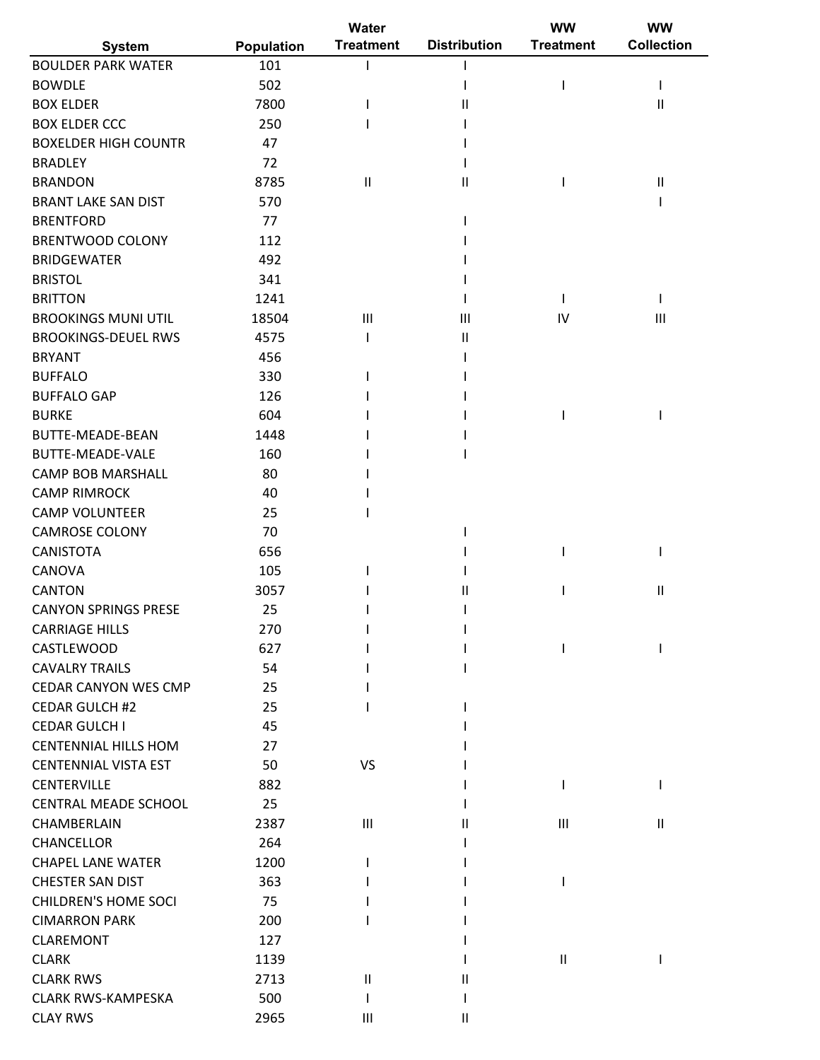| System | Population | Water Treatment | Distribution | WW Treatment | WW Collection |
|---|---|---|---|---|---|
| BOULDER PARK WATER | 101 | I | I | | |
| BOWDLE | 502 | | I | I | I |
| BOX ELDER | 7800 | I | II | | II |
| BOX ELDER CCC | 250 | I | I | | |
| BOXELDER HIGH COUNTR | 47 | | I | | |
| BRADLEY | 72 | | I | | |
| BRANDON | 8785 | II | II | I | II |
| BRANT LAKE SAN DIST | 570 | | | | I |
| BRENTFORD | 77 | | I | | |
| BRENTWOOD COLONY | 112 | | I | | |
| BRIDGEWATER | 492 | | I | | |
| BRISTOL | 341 | | I | | |
| BRITTON | 1241 | | I | I | I |
| BROOKINGS MUNI UTIL | 18504 | III | III | IV | III |
| BROOKINGS-DEUEL RWS | 4575 | I | II | | |
| BRYANT | 456 | | I | | |
| BUFFALO | 330 | I | I | | |
| BUFFALO GAP | 126 | I | I | | |
| BURKE | 604 | I | I | I | I |
| BUTTE-MEADE-BEAN | 1448 | I | I | | |
| BUTTE-MEADE-VALE | 160 | I | I | | |
| CAMP BOB MARSHALL | 80 | I | | | |
| CAMP RIMROCK | 40 | I | | | |
| CAMP VOLUNTEER | 25 | I | | | |
| CAMROSE COLONY | 70 | | I | | |
| CANISTOTA | 656 | | I | I | I |
| CANOVA | 105 | I | I | | |
| CANTON | 3057 | I | II | I | II |
| CANYON SPRINGS PRESE | 25 | I | I | | |
| CARRIAGE HILLS | 270 | I | I | | |
| CASTLEWOOD | 627 | I | I | I | I |
| CAVALRY TRAILS | 54 | I | I | | |
| CEDAR CANYON WES CMP | 25 | I | | | |
| CEDAR GULCH #2 | 25 | I | I | | |
| CEDAR GULCH I | 45 | | I | | |
| CENTENNIAL HILLS HOM | 27 | | I | | |
| CENTENNIAL VISTA EST | 50 | VS | I | | |
| CENTERVILLE | 882 | | I | I | I |
| CENTRAL MEADE SCHOOL | 25 | | I | | |
| CHAMBERLAIN | 2387 | III | II | III | II |
| CHANCELLOR | 264 | | I | | |
| CHAPEL LANE WATER | 1200 | I | I | | |
| CHESTER SAN DIST | 363 | I | I | I | |
| CHILDREN'S HOME SOCI | 75 | I | I | | |
| CIMARRON PARK | 200 | I | I | | |
| CLAREMONT | 127 | | I | | |
| CLARK | 1139 | | I | II | I |
| CLARK RWS | 2713 | II | II | | |
| CLARK RWS-KAMPESKA | 500 | I | I | | |
| CLAY RWS | 2965 | III | II | | |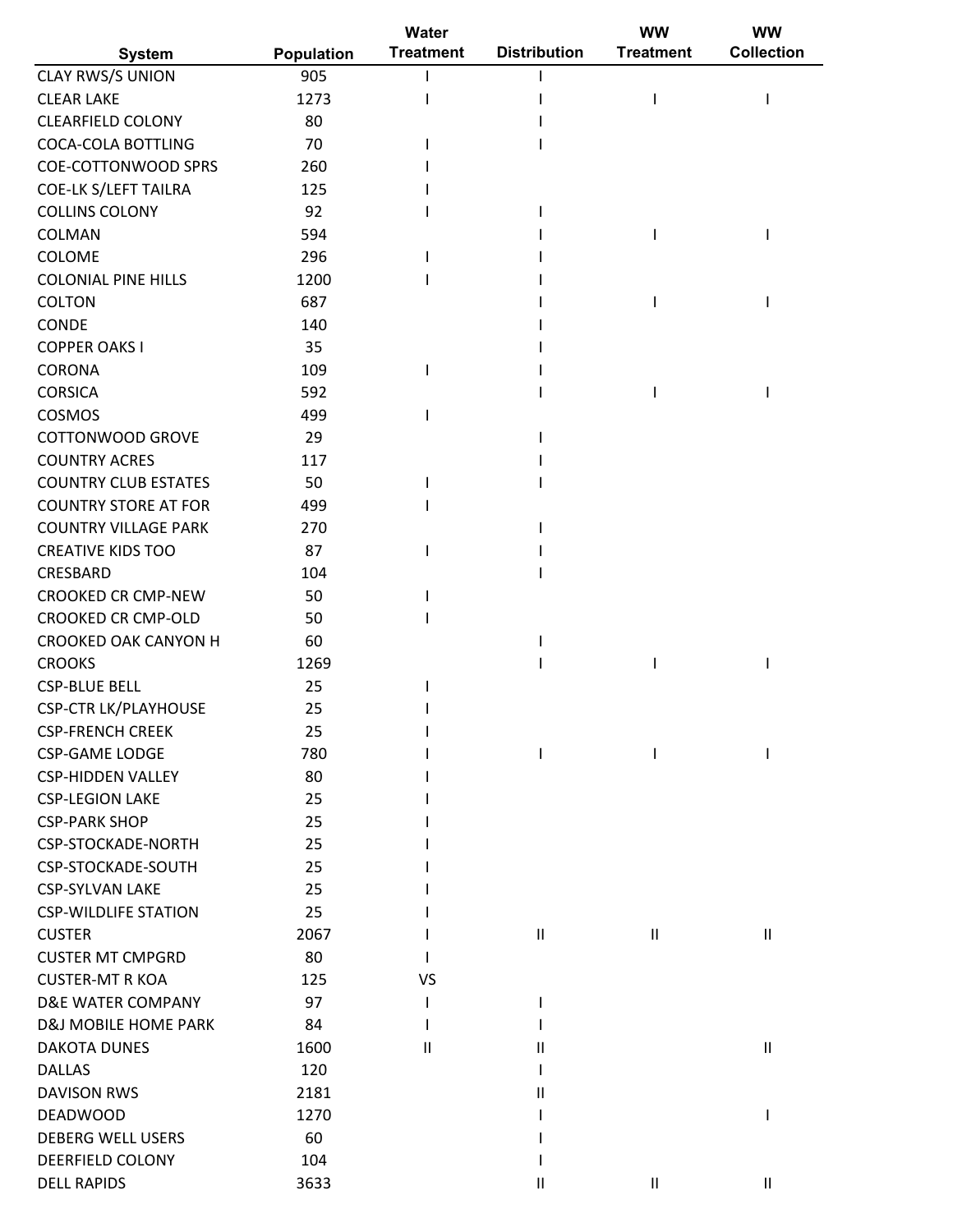| System | Population | Water Treatment | Distribution | WW Treatment | WW Collection |
|---|---|---|---|---|---|
| CLAY RWS/S UNION | 905 | I | I | | |
| CLEAR LAKE | 1273 | I | I | I | I |
| CLEARFIELD COLONY | 80 | | I | | |
| COCA-COLA BOTTLING | 70 | I | I | | |
| COE-COTTONWOOD SPRS | 260 | I | | | |
| COE-LK S/LEFT TAILRA | 125 | I | | | |
| COLLINS COLONY | 92 | I | I | | |
| COLMAN | 594 | | I | I | I |
| COLOME | 296 | I | I | | |
| COLONIAL PINE HILLS | 1200 | I | I | | |
| COLTON | 687 | | I | I | I |
| CONDE | 140 | | I | | |
| COPPER OAKS I | 35 | | I | | |
| CORONA | 109 | I | I | | |
| CORSICA | 592 | | I | I | I |
| COSMOS | 499 | I | | | |
| COTTONWOOD GROVE | 29 | | I | | |
| COUNTRY ACRES | 117 | | I | | |
| COUNTRY CLUB ESTATES | 50 | I | I | | |
| COUNTRY STORE AT FOR | 499 | I | | | |
| COUNTRY VILLAGE PARK | 270 | | I | | |
| CREATIVE KIDS TOO | 87 | I | I | | |
| CRESBARD | 104 | | I | | |
| CROOKED CR CMP-NEW | 50 | I | | | |
| CROOKED CR CMP-OLD | 50 | I | | | |
| CROOKED OAK CANYON H | 60 | | I | | |
| CROOKS | 1269 | | I | I | I |
| CSP-BLUE BELL | 25 | I | | | |
| CSP-CTR LK/PLAYHOUSE | 25 | I | | | |
| CSP-FRENCH CREEK | 25 | I | | | |
| CSP-GAME LODGE | 780 | I | I | I | I |
| CSP-HIDDEN VALLEY | 80 | I | | | |
| CSP-LEGION LAKE | 25 | I | | | |
| CSP-PARK SHOP | 25 | I | | | |
| CSP-STOCKADE-NORTH | 25 | I | | | |
| CSP-STOCKADE-SOUTH | 25 | I | | | |
| CSP-SYLVAN LAKE | 25 | I | | | |
| CSP-WILDLIFE STATION | 25 | I | | | |
| CUSTER | 2067 | I | II | II | II |
| CUSTER MT CMPGRD | 80 | I | | | |
| CUSTER-MT R KOA | 125 | VS | | | |
| D&E WATER COMPANY | 97 | I | I | | |
| D&J MOBILE HOME PARK | 84 | I | I | | |
| DAKOTA DUNES | 1600 | II | II | | II |
| DALLAS | 120 | | I | | |
| DAVISON RWS | 2181 | | II | | |
| DEADWOOD | 1270 | | I | | I |
| DEBERG WELL USERS | 60 | | I | | |
| DEERFIELD COLONY | 104 | | I | | |
| DELL RAPIDS | 3633 | | II | II | II |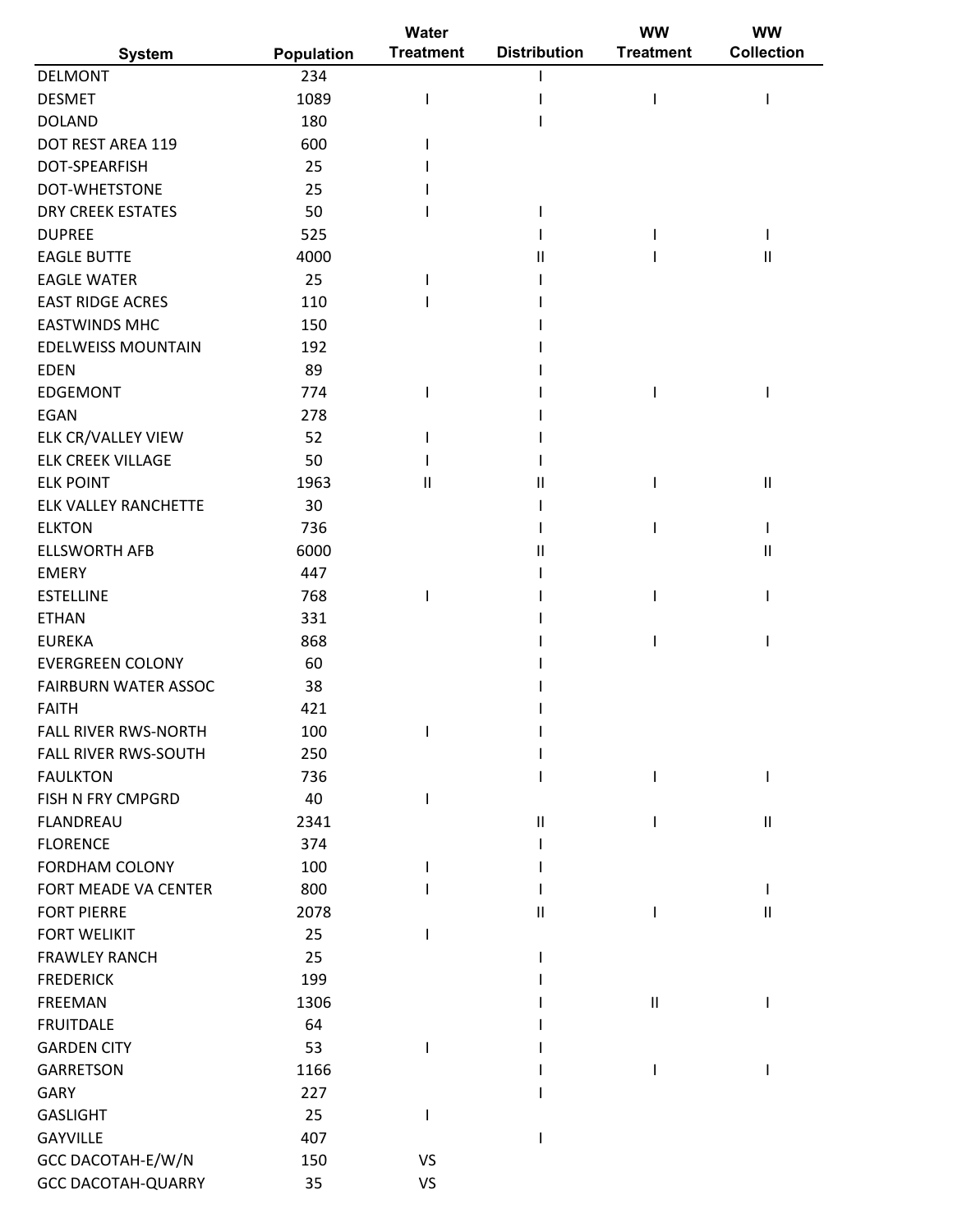| System | Population | Water Treatment | Distribution | WW Treatment | WW Collection |
|---|---|---|---|---|---|
| DELMONT | 234 | | I | | |
| DESMET | 1089 | I | I | I | I |
| DOLAND | 180 | | I | | |
| DOT REST AREA 119 | 600 | I | | | |
| DOT-SPEARFISH | 25 | I | | | |
| DOT-WHETSTONE | 25 | I | | | |
| DRY CREEK ESTATES | 50 | I | I | | |
| DUPREE | 525 | | I | I | I |
| EAGLE BUTTE | 4000 | | II | I | II |
| EAGLE WATER | 25 | I | I | | |
| EAST RIDGE ACRES | 110 | I | I | | |
| EASTWINDS MHC | 150 | | I | | |
| EDELWEISS MOUNTAIN | 192 | | I | | |
| EDEN | 89 | | I | | |
| EDGEMONT | 774 | I | I | I | I |
| EGAN | 278 | | I | | |
| ELK CR/VALLEY VIEW | 52 | I | I | | |
| ELK CREEK VILLAGE | 50 | I | I | | |
| ELK POINT | 1963 | II | II | I | II |
| ELK VALLEY RANCHETTE | 30 | | I | | |
| ELKTON | 736 | | I | I | I |
| ELLSWORTH AFB | 6000 | | II | | II |
| EMERY | 447 | | I | | |
| ESTELLINE | 768 | I | I | I | I |
| ETHAN | 331 | | I | | |
| EUREKA | 868 | | I | I | I |
| EVERGREEN COLONY | 60 | | I | | |
| FAIRBURN WATER ASSOC | 38 | | I | | |
| FAITH | 421 | | I | | |
| FALL RIVER RWS-NORTH | 100 | I | I | | |
| FALL RIVER RWS-SOUTH | 250 | | I | | |
| FAULKTON | 736 | | I | I | I |
| FISH N FRY CMPGRD | 40 | I | | | |
| FLANDREAU | 2341 | | II | I | II |
| FLORENCE | 374 | | I | | |
| FORDHAM COLONY | 100 | I | I | | |
| FORT MEADE VA CENTER | 800 | I | I | | I |
| FORT PIERRE | 2078 | | II | I | II |
| FORT WELIKIT | 25 | I | | | |
| FRAWLEY RANCH | 25 | | I | | |
| FREDERICK | 199 | | I | | |
| FREEMAN | 1306 | | I | II | I |
| FRUITDALE | 64 | | I | | |
| GARDEN CITY | 53 | I | I | | |
| GARRETSON | 1166 | | I | I | I |
| GARY | 227 | | I | | |
| GASLIGHT | 25 | I | | | |
| GAYVILLE | 407 | | I | | |
| GCC DACOTAH-E/W/N | 150 | VS | | | |
| GCC DACOTAH-QUARRY | 35 | VS | | | |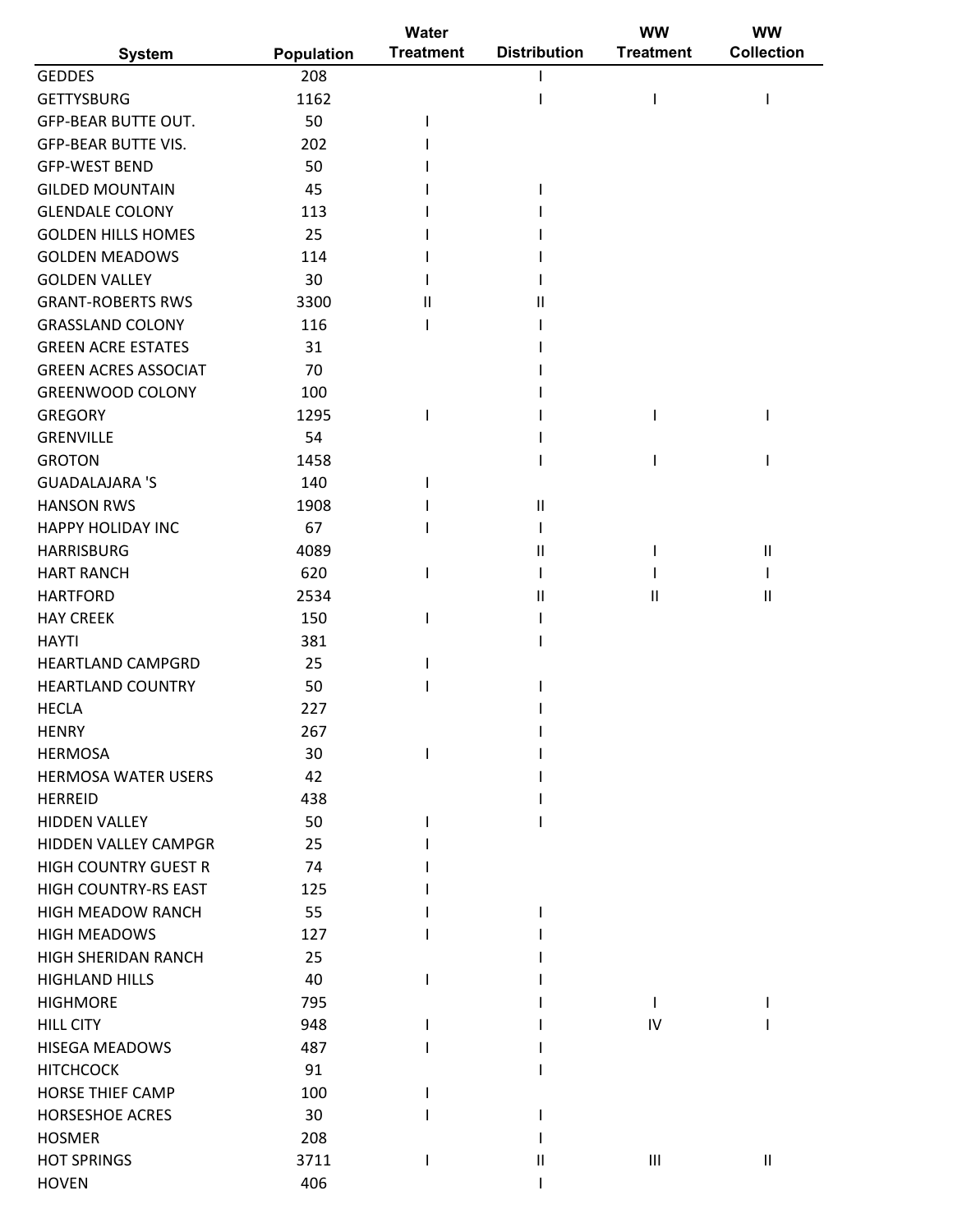| System | Population | Water Treatment | Distribution | WW Treatment | WW Collection |
|---|---|---|---|---|---|
| GEDDES | 208 | | I | | |
| GETTYSBURG | 1162 | | I | I | I |
| GFP-BEAR BUTTE OUT. | 50 | I | | | |
| GFP-BEAR BUTTE VIS. | 202 | I | | | |
| GFP-WEST BEND | 50 | I | | | |
| GILDED MOUNTAIN | 45 | I | I | | |
| GLENDALE COLONY | 113 | I | I | | |
| GOLDEN HILLS HOMES | 25 | I | I | | |
| GOLDEN MEADOWS | 114 | I | I | | |
| GOLDEN VALLEY | 30 | I | I | | |
| GRANT-ROBERTS RWS | 3300 | II | II | | |
| GRASSLAND COLONY | 116 | I | I | | |
| GREEN ACRE ESTATES | 31 | | I | | |
| GREEN ACRES ASSOCIAT | 70 | | I | | |
| GREENWOOD COLONY | 100 | | I | | |
| GREGORY | 1295 | I | I | I | I |
| GRENVILLE | 54 | | I | | |
| GROTON | 1458 | | I | I | I |
| GUADALAJARA 'S | 140 | I | | | |
| HANSON RWS | 1908 | I | II | | |
| HAPPY HOLIDAY INC | 67 | I | I | | |
| HARRISBURG | 4089 | | II | I | II |
| HART RANCH | 620 | I | I | I | I |
| HARTFORD | 2534 | | II | II | II |
| HAY CREEK | 150 | I | I | | |
| HAYTI | 381 | | I | | |
| HEARTLAND CAMPGRD | 25 | I | | | |
| HEARTLAND COUNTRY | 50 | I | I | | |
| HECLA | 227 | | I | | |
| HENRY | 267 | | I | | |
| HERMOSA | 30 | I | I | | |
| HERMOSA WATER USERS | 42 | | I | | |
| HERREID | 438 | | I | | |
| HIDDEN VALLEY | 50 | I | I | | |
| HIDDEN VALLEY CAMPGR | 25 | I | | | |
| HIGH COUNTRY GUEST R | 74 | I | | | |
| HIGH COUNTRY-RS EAST | 125 | I | | | |
| HIGH MEADOW RANCH | 55 | I | I | | |
| HIGH MEADOWS | 127 | I | I | | |
| HIGH SHERIDAN RANCH | 25 | | I | | |
| HIGHLAND HILLS | 40 | I | I | | |
| HIGHMORE | 795 | | I | I | I |
| HILL CITY | 948 | I | I | IV | I |
| HISEGA MEADOWS | 487 | I | I | | |
| HITCHCOCK | 91 | | I | | |
| HORSE THIEF CAMP | 100 | I | | | |
| HORSESHOE ACRES | 30 | I | I | | |
| HOSMER | 208 | | I | | |
| HOT SPRINGS | 3711 | I | II | III | II |
| HOVEN | 406 | | I | | |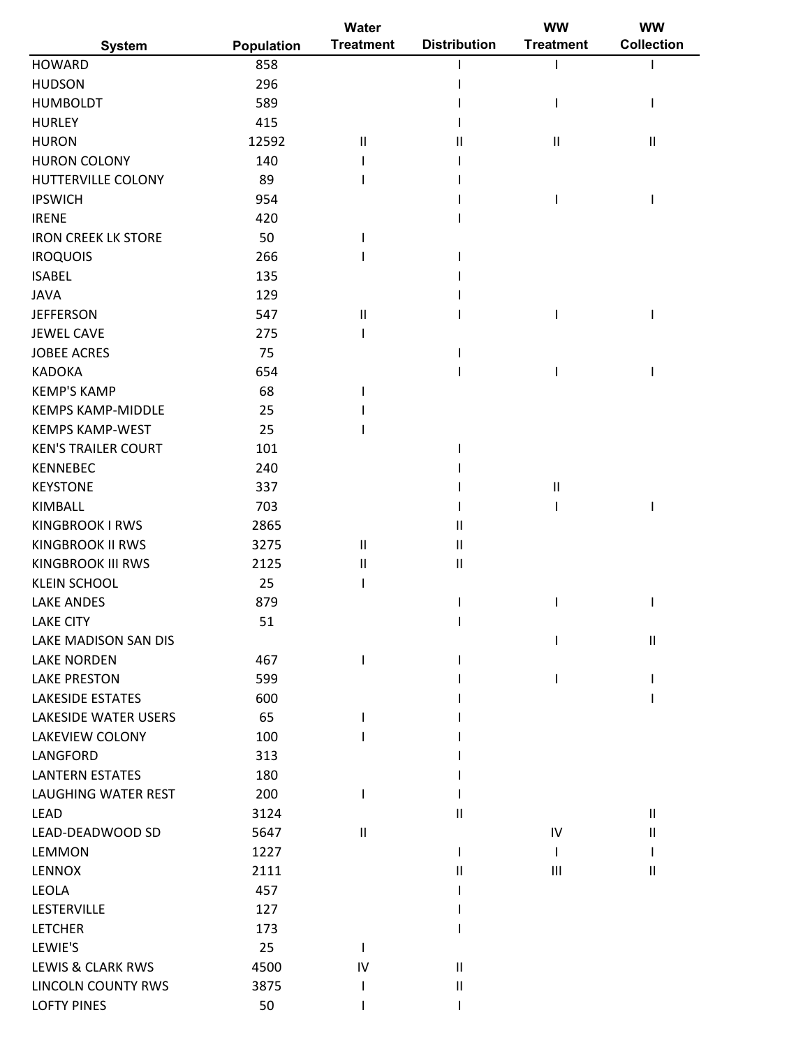| System | Population | Water Treatment | Distribution | WW Treatment | WW Collection |
|---|---|---|---|---|---|
| HOWARD | 858 | | I | I | I |
| HUDSON | 296 | | I | | |
| HUMBOLDT | 589 | | I | I | I |
| HURLEY | 415 | | I | | |
| HURON | 12592 | II | II | II | II |
| HURON COLONY | 140 | I | I | | |
| HUTTERVILLE COLONY | 89 | I | I | | |
| IPSWICH | 954 | | I | I | I |
| IRENE | 420 | | I | | |
| IRON CREEK LK STORE | 50 | I | | | |
| IROQUOIS | 266 | I | I | | |
| ISABEL | 135 | | I | | |
| JAVA | 129 | | I | | |
| JEFFERSON | 547 | II | I | I | I |
| JEWEL CAVE | 275 | I | | | |
| JOBEE ACRES | 75 | | I | | |
| KADOKA | 654 | | I | I | I |
| KEMP'S KAMP | 68 | I | | | |
| KEMPS KAMP-MIDDLE | 25 | I | | | |
| KEMPS KAMP-WEST | 25 | I | | | |
| KEN'S TRAILER COURT | 101 | | I | | |
| KENNEBEC | 240 | | I | | |
| KEYSTONE | 337 | | I | II | |
| KIMBALL | 703 | | I | I | I |
| KINGBROOK I RWS | 2865 | | II | | |
| KINGBROOK II RWS | 3275 | II | II | | |
| KINGBROOK III RWS | 2125 | II | II | | |
| KLEIN SCHOOL | 25 | I | | | |
| LAKE ANDES | 879 | | I | I | I |
| LAKE CITY | 51 | | I | | |
| LAKE MADISON SAN DIS | | | | I | II |
| LAKE NORDEN | 467 | I | I | | |
| LAKE PRESTON | 599 | | I | I | I |
| LAKESIDE ESTATES | 600 | | I | | I |
| LAKESIDE WATER USERS | 65 | I | I | | |
| LAKEVIEW COLONY | 100 | I | I | | |
| LANGFORD | 313 | | I | | |
| LANTERN ESTATES | 180 | | I | | |
| LAUGHING WATER REST | 200 | I | I | | |
| LEAD | 3124 | | II | | II |
| LEAD-DEADWOOD SD | 5647 | II | | IV | II |
| LEMMON | 1227 | | I | I | I |
| LENNOX | 2111 | | II | III | II |
| LEOLA | 457 | | I | | |
| LESTERVILLE | 127 | | I | | |
| LETCHER | 173 | | I | | |
| LEWIE'S | 25 | I | | | |
| LEWIS & CLARK RWS | 4500 | IV | II | | |
| LINCOLN COUNTY RWS | 3875 | I | II | | |
| LOFTY PINES | 50 | I | I | | |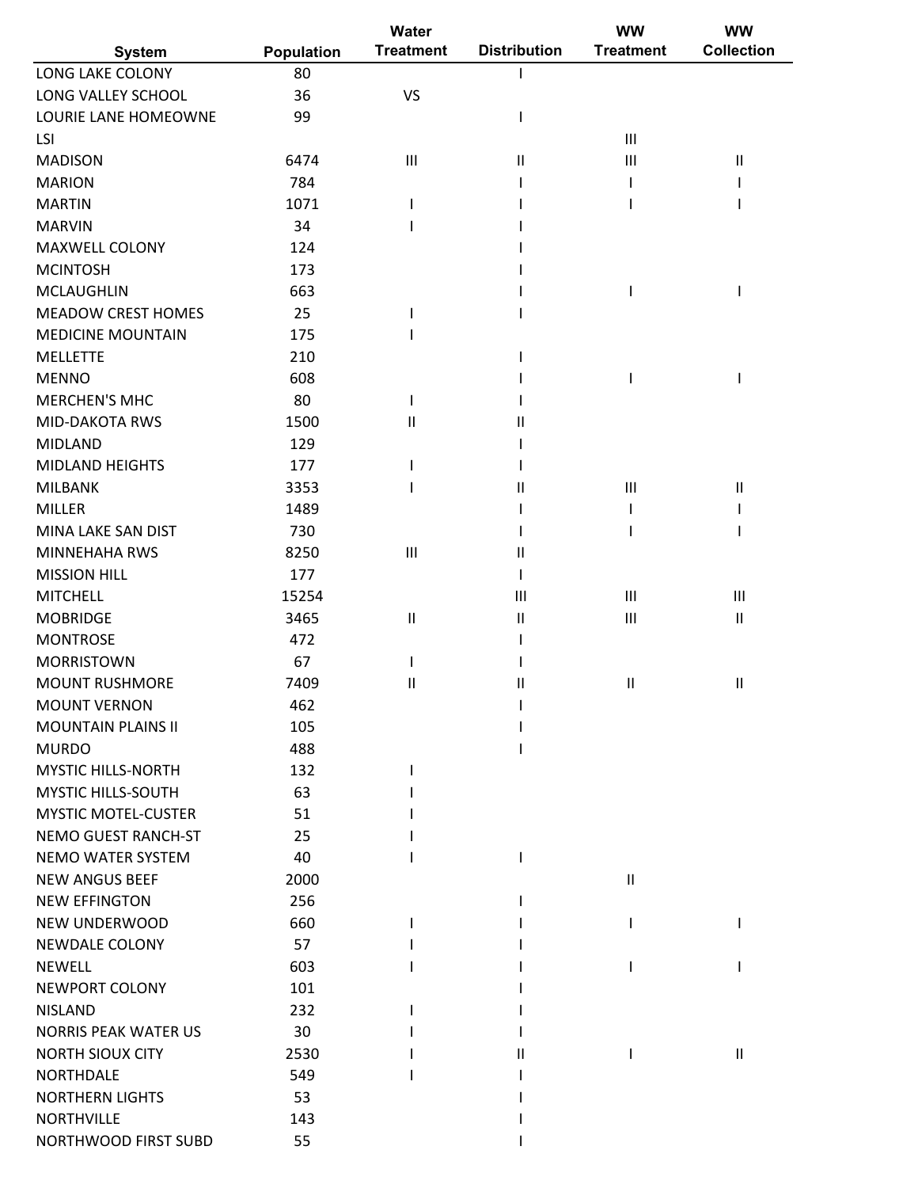| System | Population | Water Treatment | Distribution | WW Treatment | WW Collection |
|---|---|---|---|---|---|
| LONG LAKE COLONY | 80 | | I | | |
| LONG VALLEY SCHOOL | 36 | VS | | | |
| LOURIE LANE HOMEOWNE | 99 | | I | | |
| LSI | | | | III | |
| MADISON | 6474 | III | II | III | II |
| MARION | 784 | | I | I | I |
| MARTIN | 1071 | I | I | I | I |
| MARVIN | 34 | I | I | | |
| MAXWELL COLONY | 124 | | I | | |
| MCINTOSH | 173 | | I | | |
| MCLAUGHLIN | 663 | | I | I | I |
| MEADOW CREST HOMES | 25 | I | I | | |
| MEDICINE MOUNTAIN | 175 | I | | | |
| MELLETTE | 210 | | I | | |
| MENNO | 608 | | I | I | I |
| MERCHEN'S MHC | 80 | I | I | | |
| MID-DAKOTA RWS | 1500 | II | II | | |
| MIDLAND | 129 | | I | | |
| MIDLAND HEIGHTS | 177 | I | I | | |
| MILBANK | 3353 | I | II | III | II |
| MILLER | 1489 | | I | I | I |
| MINA LAKE SAN DIST | 730 | | I | I | I |
| MINNEHAHA RWS | 8250 | III | II | | |
| MISSION HILL | 177 | | I | | |
| MITCHELL | 15254 | | III | III | III |
| MOBRIDGE | 3465 | II | II | III | II |
| MONTROSE | 472 | | I | | |
| MORRISTOWN | 67 | I | I | | |
| MOUNT RUSHMORE | 7409 | II | II | II | II |
| MOUNT VERNON | 462 | | I | | |
| MOUNTAIN PLAINS II | 105 | | I | | |
| MURDO | 488 | | I | | |
| MYSTIC HILLS-NORTH | 132 | I | | | |
| MYSTIC HILLS-SOUTH | 63 | I | | | |
| MYSTIC MOTEL-CUSTER | 51 | I | | | |
| NEMO GUEST RANCH-ST | 25 | I | | | |
| NEMO WATER SYSTEM | 40 | I | I | | |
| NEW ANGUS BEEF | 2000 | | | II | |
| NEW EFFINGTON | 256 | | I | | |
| NEW UNDERWOOD | 660 | I | I | I | I |
| NEWDALE COLONY | 57 | I | I | | |
| NEWELL | 603 | I | I | I | I |
| NEWPORT COLONY | 101 | | I | | |
| NISLAND | 232 | I | I | | |
| NORRIS PEAK WATER US | 30 | I | I | | |
| NORTH SIOUX CITY | 2530 | I | II | I | II |
| NORTHDALE | 549 | I | I | | |
| NORTHERN LIGHTS | 53 | | I | | |
| NORTHVILLE | 143 | | I | | |
| NORTHWOOD FIRST SUBD | 55 | | I | | |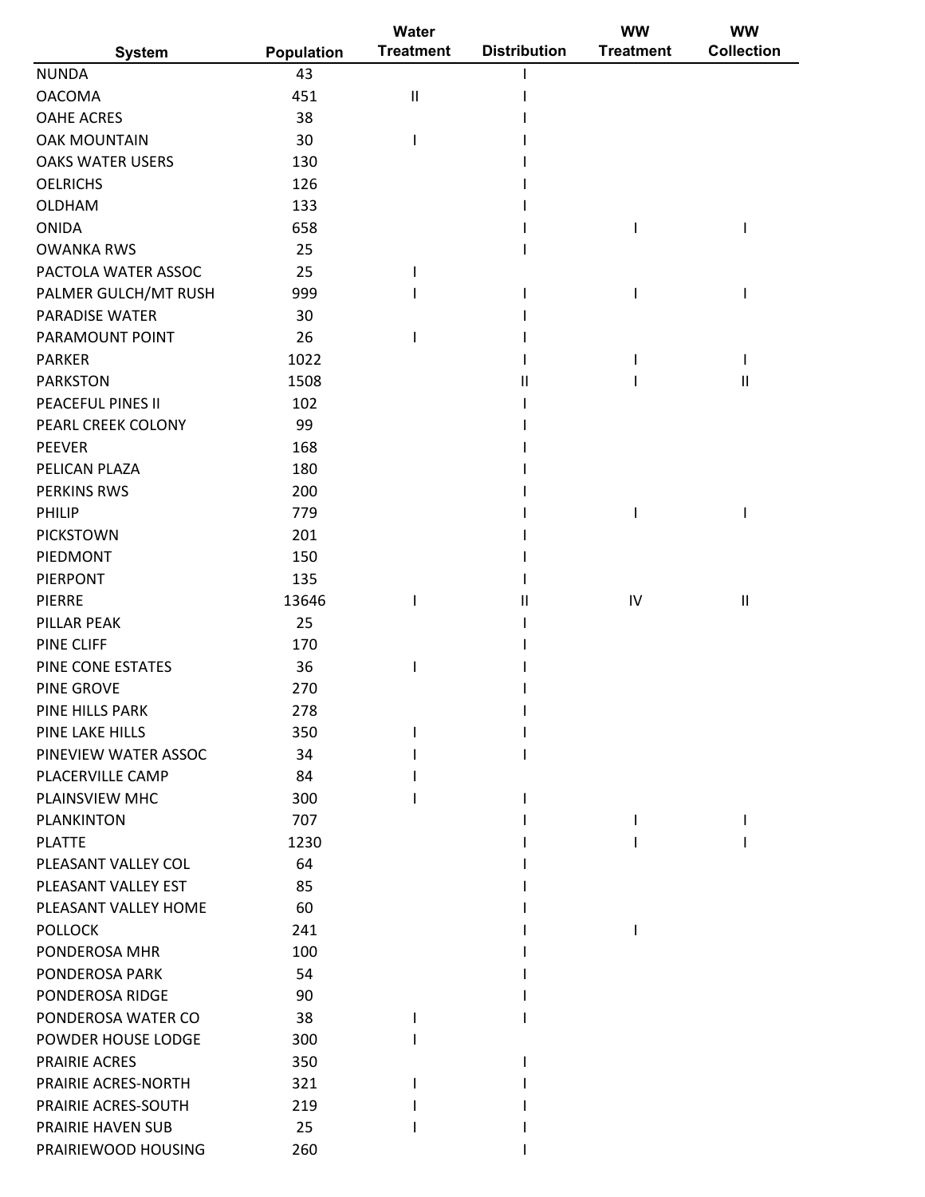| System | Population | Water Treatment | Distribution | WW Treatment | WW Collection |
|---|---|---|---|---|---|
| NUNDA | 43 | | I | | |
| OACOMA | 451 | II | I | | |
| OAHE ACRES | 38 | | I | | |
| OAK MOUNTAIN | 30 | I | I | | |
| OAKS WATER USERS | 130 | | I | | |
| OELRICHS | 126 | | I | | |
| OLDHAM | 133 | | I | | |
| ONIDA | 658 | | I | I | I |
| OWANKA RWS | 25 | | I | | |
| PACTOLA WATER ASSOC | 25 | I | | | |
| PALMER GULCH/MT RUSH | 999 | I | I | I | I |
| PARADISE WATER | 30 | | I | | |
| PARAMOUNT POINT | 26 | I | I | | |
| PARKER | 1022 | | I | I | I |
| PARKSTON | 1508 | | II | I | II |
| PEACEFUL PINES II | 102 | | I | | |
| PEARL CREEK COLONY | 99 | | I | | |
| PEEVER | 168 | | I | | |
| PELICAN PLAZA | 180 | | I | | |
| PERKINS RWS | 200 | | I | | |
| PHILIP | 779 | | I | I | I |
| PICKSTOWN | 201 | | I | | |
| PIEDMONT | 150 | | I | | |
| PIERPONT | 135 | | I | | |
| PIERRE | 13646 | I | II | IV | II |
| PILLAR PEAK | 25 | | I | | |
| PINE CLIFF | 170 | | I | | |
| PINE CONE ESTATES | 36 | I | I | | |
| PINE GROVE | 270 | | I | | |
| PINE HILLS PARK | 278 | | I | | |
| PINE LAKE HILLS | 350 | I | I | | |
| PINEVIEW WATER ASSOC | 34 | I | I | | |
| PLACERVILLE CAMP | 84 | I | | | |
| PLAINSVIEW MHC | 300 | I | I | | |
| PLANKINTON | 707 | | I | I | I |
| PLATTE | 1230 | | I | I | I |
| PLEASANT VALLEY COL | 64 | | I | | |
| PLEASANT VALLEY EST | 85 | | I | | |
| PLEASANT VALLEY HOME | 60 | | I | | |
| POLLOCK | 241 | | I | I | |
| PONDEROSA MHR | 100 | | I | | |
| PONDEROSA PARK | 54 | | I | | |
| PONDEROSA RIDGE | 90 | | I | | |
| PONDEROSA WATER CO | 38 | I | I | | |
| POWDER HOUSE LODGE | 300 | I | | | |
| PRAIRIE ACRES | 350 | | I | | |
| PRAIRIE ACRES-NORTH | 321 | I | I | | |
| PRAIRIE ACRES-SOUTH | 219 | I | I | | |
| PRAIRIE HAVEN SUB | 25 | I | I | | |
| PRAIRIEWOOD HOUSING | 260 | | I | | |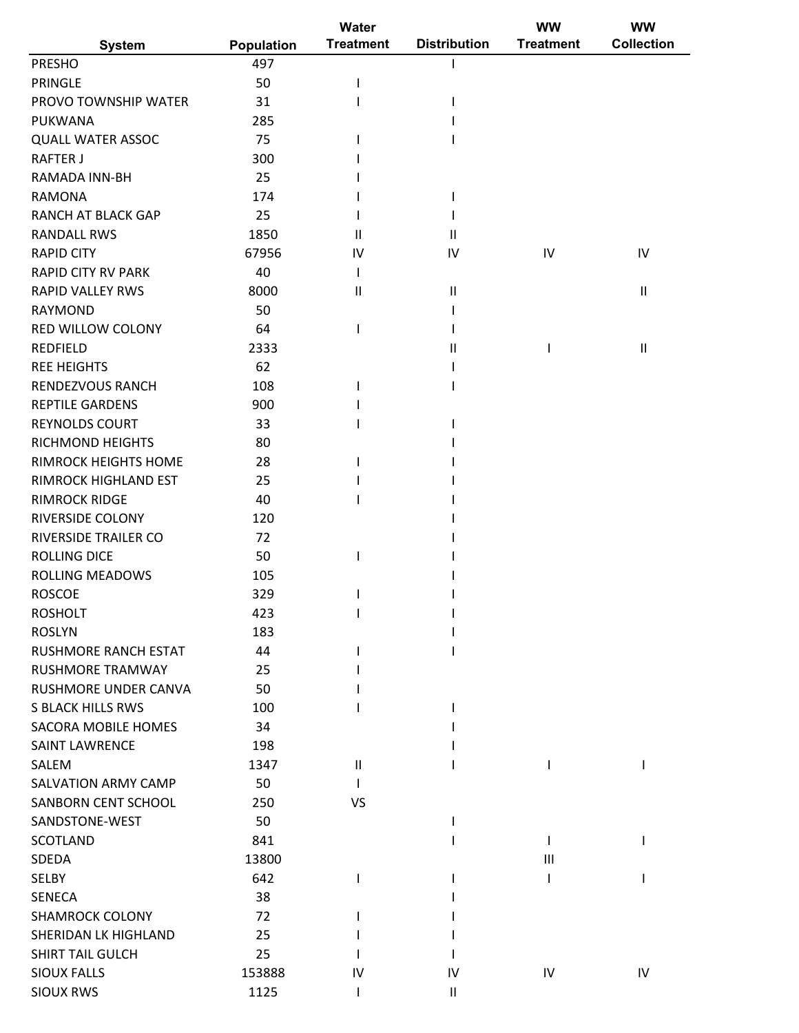| System | Population | Water Treatment | Distribution | WW Treatment | WW Collection |
|---|---|---|---|---|---|
| PRESHO | 497 | | I | | |
| PRINGLE | 50 | I | | | |
| PROVO TOWNSHIP WATER | 31 | I | I | | |
| PUKWANA | 285 | | I | | |
| QUALL WATER ASSOC | 75 | I | I | | |
| RAFTER J | 300 | I | | | |
| RAMADA INN-BH | 25 | I | | | |
| RAMONA | 174 | I | I | | |
| RANCH AT BLACK GAP | 25 | I | I | | |
| RANDALL RWS | 1850 | II | II | | |
| RAPID CITY | 67956 | IV | IV | IV | IV |
| RAPID CITY RV PARK | 40 | I | | | |
| RAPID VALLEY RWS | 8000 | II | II | | II |
| RAYMOND | 50 | | I | | |
| RED WILLOW COLONY | 64 | I | I | | |
| REDFIELD | 2333 | | II | I | II |
| REE HEIGHTS | 62 | | I | | |
| RENDEZVOUS RANCH | 108 | I | I | | |
| REPTILE GARDENS | 900 | I | | | |
| REYNOLDS COURT | 33 | I | I | | |
| RICHMOND HEIGHTS | 80 | | I | | |
| RIMROCK HEIGHTS HOME | 28 | I | I | | |
| RIMROCK HIGHLAND EST | 25 | I | I | | |
| RIMROCK RIDGE | 40 | I | I | | |
| RIVERSIDE COLONY | 120 | | I | | |
| RIVERSIDE TRAILER CO | 72 | | I | | |
| ROLLING DICE | 50 | I | I | | |
| ROLLING MEADOWS | 105 | | I | | |
| ROSCOE | 329 | I | I | | |
| ROSHOLT | 423 | I | I | | |
| ROSLYN | 183 | | I | | |
| RUSHMORE RANCH ESTAT | 44 | I | I | | |
| RUSHMORE TRAMWAY | 25 | I | | | |
| RUSHMORE UNDER CANVA | 50 | I | | | |
| S BLACK HILLS RWS | 100 | I | I | | |
| SACORA MOBILE HOMES | 34 | | I | | |
| SAINT LAWRENCE | 198 | | I | | |
| SALEM | 1347 | II | I | I | I |
| SALVATION ARMY CAMP | 50 | I | | | |
| SANBORN CENT SCHOOL | 250 | VS | | | |
| SANDSTONE-WEST | 50 | | I | | |
| SCOTLAND | 841 | | I | I | I |
| SDEDA | 13800 | | | III | |
| SELBY | 642 | I | I | I | I |
| SENECA | 38 | | I | | |
| SHAMROCK COLONY | 72 | I | I | | |
| SHERIDAN LK HIGHLAND | 25 | I | I | | |
| SHIRT TAIL GULCH | 25 | I | I | | |
| SIOUX FALLS | 153888 | IV | IV | IV | IV |
| SIOUX RWS | 1125 | I | II | | |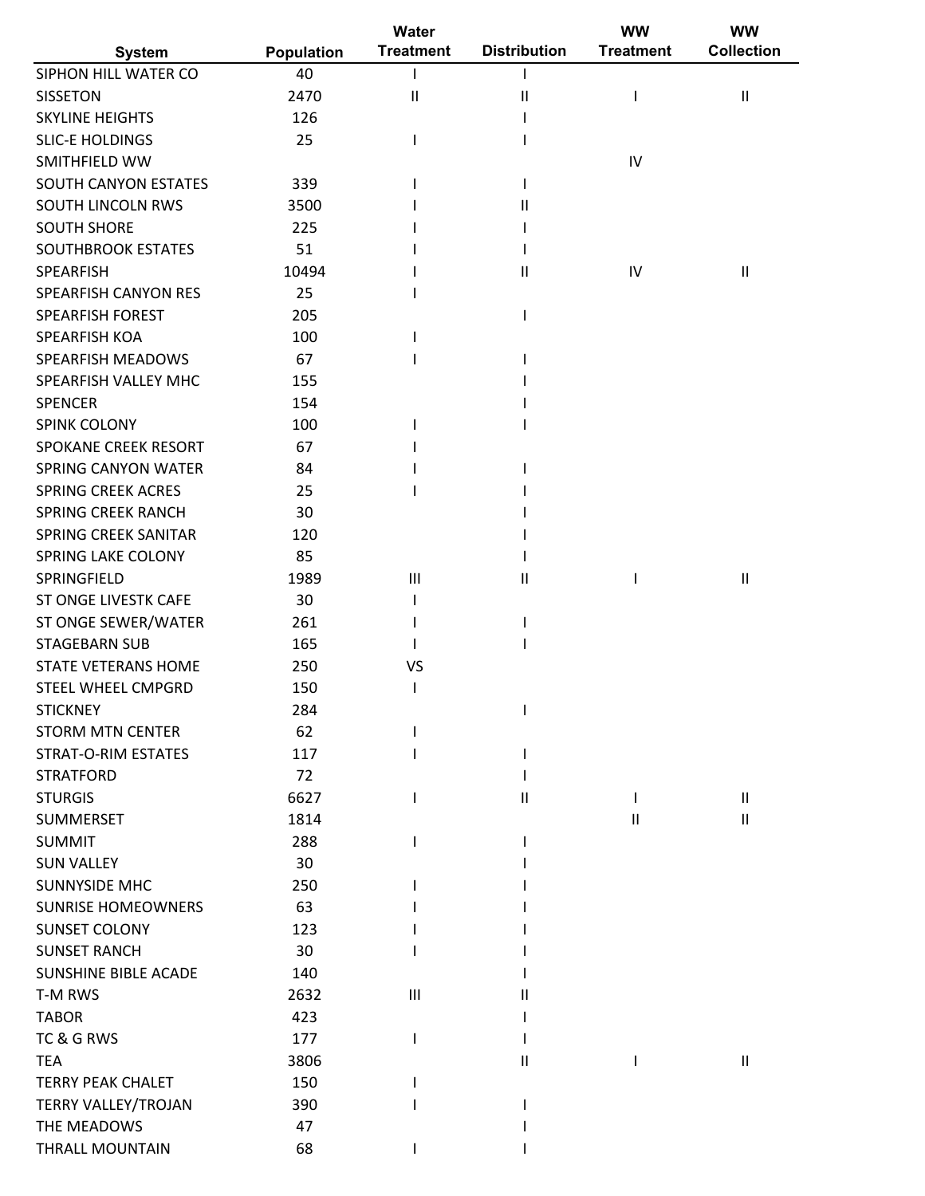| System | Population | Water Treatment | Distribution | WW Treatment | WW Collection |
|---|---|---|---|---|---|
| SIPHON HILL WATER CO | 40 | I | I | | |
| SISSETON | 2470 | II | II | I | II |
| SKYLINE HEIGHTS | 126 | | I | | |
| SLIC-E HOLDINGS | 25 | I | I | | |
| SMITHFIELD WW | | | | IV | |
| SOUTH CANYON ESTATES | 339 | I | I | | |
| SOUTH LINCOLN RWS | 3500 | I | II | | |
| SOUTH SHORE | 225 | I | I | | |
| SOUTHBROOK ESTATES | 51 | I | I | | |
| SPEARFISH | 10494 | I | II | IV | II |
| SPEARFISH CANYON RES | 25 | I | | | |
| SPEARFISH FOREST | 205 | | I | | |
| SPEARFISH KOA | 100 | I | | | |
| SPEARFISH MEADOWS | 67 | I | I | | |
| SPEARFISH VALLEY MHC | 155 | | I | | |
| SPENCER | 154 | | I | | |
| SPINK COLONY | 100 | I | I | | |
| SPOKANE CREEK RESORT | 67 | I | | | |
| SPRING CANYON WATER | 84 | I | I | | |
| SPRING CREEK ACRES | 25 | I | I | | |
| SPRING CREEK RANCH | 30 | | I | | |
| SPRING CREEK SANITAR | 120 | | I | | |
| SPRING LAKE COLONY | 85 | | I | | |
| SPRINGFIELD | 1989 | III | II | I | II |
| ST ONGE LIVESTK CAFE | 30 | I | | | |
| ST ONGE SEWER/WATER | 261 | I | I | | |
| STAGEBARN SUB | 165 | I | I | | |
| STATE VETERANS HOME | 250 | VS | | | |
| STEEL WHEEL CMPGRD | 150 | I | | | |
| STICKNEY | 284 | | I | | |
| STORM MTN CENTER | 62 | I | | | |
| STRAT-O-RIM ESTATES | 117 | I | I | | |
| STRATFORD | 72 | | I | | |
| STURGIS | 6627 | I | II | I | II |
| SUMMERSET | 1814 | | | II | II |
| SUMMIT | 288 | I | I | | |
| SUN VALLEY | 30 | | I | | |
| SUNNYSIDE MHC | 250 | I | I | | |
| SUNRISE HOMEOWNERS | 63 | I | I | | |
| SUNSET COLONY | 123 | I | I | | |
| SUNSET RANCH | 30 | I | I | | |
| SUNSHINE BIBLE ACADE | 140 | | I | | |
| T-M RWS | 2632 | III | II | | |
| TABOR | 423 | | I | | |
| TC & G RWS | 177 | I | I | | |
| TEA | 3806 | | II | I | II |
| TERRY PEAK CHALET | 150 | I | | | |
| TERRY VALLEY/TROJAN | 390 | I | I | | |
| THE MEADOWS | 47 | | I | | |
| THRALL MOUNTAIN | 68 | I | I | | |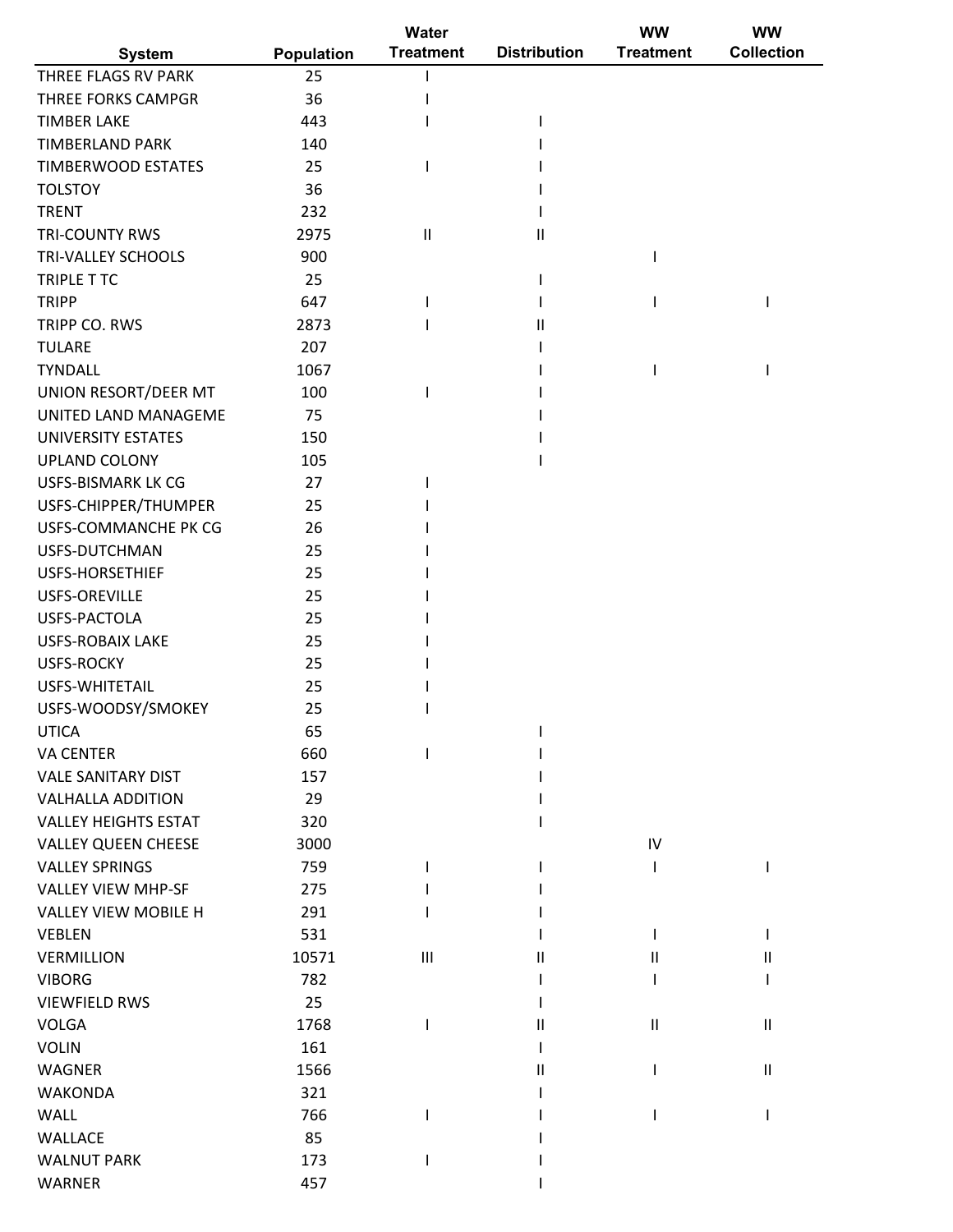| System | Population | Water Treatment | Distribution | WW Treatment | WW Collection |
|---|---|---|---|---|---|
| THREE FLAGS RV PARK | 25 | I | | | |
| THREE FORKS CAMPGR | 36 | I | | | |
| TIMBER LAKE | 443 | I | I | | |
| TIMBERLAND PARK | 140 | | I | | |
| TIMBERWOOD ESTATES | 25 | I | I | | |
| TOLSTOY | 36 | | I | | |
| TRENT | 232 | | I | | |
| TRI-COUNTY RWS | 2975 | II | II | | |
| TRI-VALLEY SCHOOLS | 900 | | | I | |
| TRIPLE T TC | 25 | | I | | |
| TRIPP | 647 | I | I | I | I |
| TRIPP CO. RWS | 2873 | I | II | | |
| TULARE | 207 | | I | | |
| TYNDALL | 1067 | | I | I | I |
| UNION RESORT/DEER MT | 100 | I | I | | |
| UNITED LAND MANAGEME | 75 | | I | | |
| UNIVERSITY ESTATES | 150 | | I | | |
| UPLAND COLONY | 105 | | I | | |
| USFS-BISMARK LK CG | 27 | I | | | |
| USFS-CHIPPER/THUMPER | 25 | I | | | |
| USFS-COMMANCHE PK CG | 26 | I | | | |
| USFS-DUTCHMAN | 25 | I | | | |
| USFS-HORSETHIEF | 25 | I | | | |
| USFS-OREVILLE | 25 | I | | | |
| USFS-PACTOLA | 25 | I | | | |
| USFS-ROBAIX LAKE | 25 | I | | | |
| USFS-ROCKY | 25 | I | | | |
| USFS-WHITETAIL | 25 | I | | | |
| USFS-WOODSY/SMOKEY | 25 | I | | | |
| UTICA | 65 | | I | | |
| VA CENTER | 660 | I | I | | |
| VALE SANITARY DIST | 157 | | I | | |
| VALHALLA ADDITION | 29 | | I | | |
| VALLEY HEIGHTS ESTAT | 320 | | I | | |
| VALLEY QUEEN CHEESE | 3000 | | | IV | |
| VALLEY SPRINGS | 759 | I | I | I | I |
| VALLEY VIEW MHP-SF | 275 | I | I | | |
| VALLEY VIEW MOBILE H | 291 | I | I | | |
| VEBLEN | 531 | | I | I | I |
| VERMILLION | 10571 | III | II | II | II |
| VIBORG | 782 | | I | I | I |
| VIEWFIELD RWS | 25 | | I | | |
| VOLGA | 1768 | I | II | II | II |
| VOLIN | 161 | | I | | |
| WAGNER | 1566 | | II | I | II |
| WAKONDA | 321 | | I | | |
| WALL | 766 | I | I | I | I |
| WALLACE | 85 | | I | | |
| WALNUT PARK | 173 | I | I | | |
| WARNER | 457 | | I | | |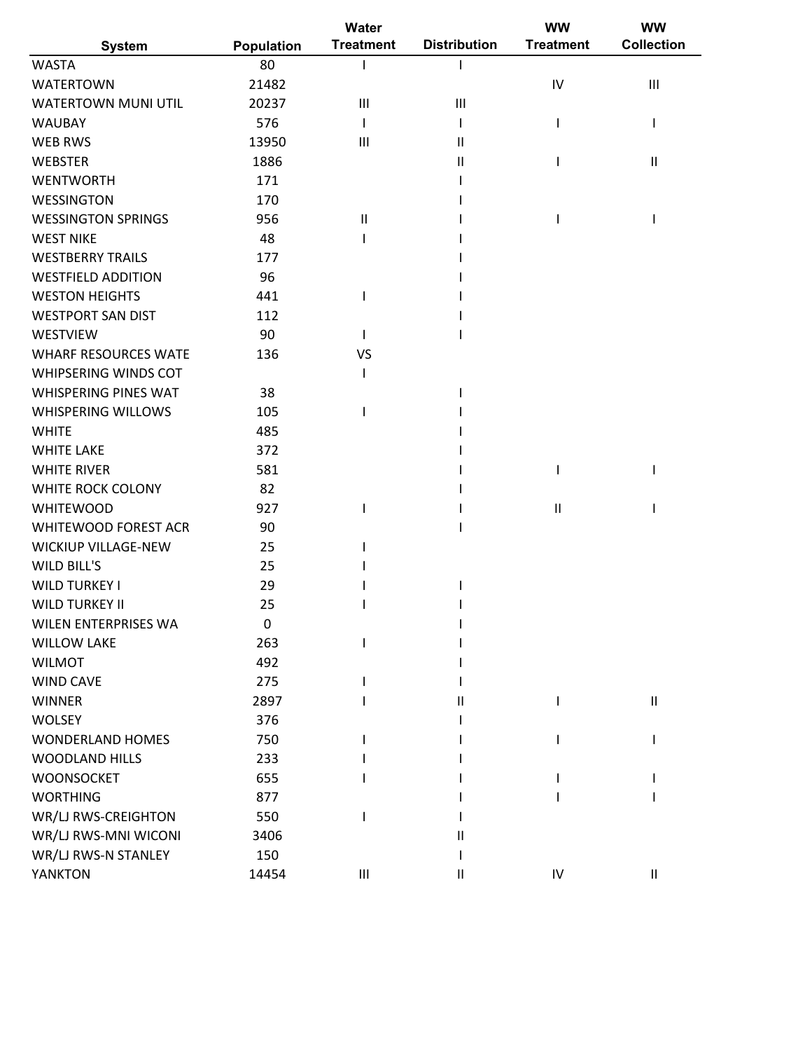| System | Population | Water Treatment | Distribution | WW Treatment | WW Collection |
|---|---|---|---|---|---|
| WASTA | 80 | I | I | | |
| WATERTOWN | 21482 | | | IV | III |
| WATERTOWN MUNI UTIL | 20237 | III | III | | |
| WAUBAY | 576 | I | I | I | I |
| WEB RWS | 13950 | III | II | | |
| WEBSTER | 1886 | | II | I | II |
| WENTWORTH | 171 | | I | | |
| WESSINGTON | 170 | | I | | |
| WESSINGTON SPRINGS | 956 | II | I | I | I |
| WEST NIKE | 48 | I | I | | |
| WESTBERRY TRAILS | 177 | | I | | |
| WESTFIELD ADDITION | 96 | | I | | |
| WESTON HEIGHTS | 441 | I | I | | |
| WESTPORT SAN DIST | 112 | | I | | |
| WESTVIEW | 90 | I | I | | |
| WHARF RESOURCES WATE | 136 | VS | | | |
| WHIPSERING WINDS COT | | I | | | |
| WHISPERING PINES WAT | 38 | | I | | |
| WHISPERING WILLOWS | 105 | I | I | | |
| WHITE | 485 | | I | | |
| WHITE LAKE | 372 | | I | | |
| WHITE RIVER | 581 | | I | I | I |
| WHITE ROCK COLONY | 82 | | I | | |
| WHITEWOOD | 927 | I | I | II | I |
| WHITEWOOD FOREST ACR | 90 | | I | | |
| WICKIUP VILLAGE-NEW | 25 | I | | | |
| WILD BILL'S | 25 | I | | | |
| WILD TURKEY I | 29 | I | I | | |
| WILD TURKEY II | 25 | I | I | | |
| WILEN ENTERPRISES WA | 0 | | I | | |
| WILLOW LAKE | 263 | I | I | | |
| WILMOT | 492 | | I | | |
| WIND CAVE | 275 | I | I | | |
| WINNER | 2897 | I | II | I | II |
| WOLSEY | 376 | | I | | |
| WONDERLAND HOMES | 750 | I | I | I | I |
| WOODLAND HILLS | 233 | I | I | | |
| WOONSOCKET | 655 | I | I | I | I |
| WORTHING | 877 | | I | I | I |
| WR/LJ RWS-CREIGHTON | 550 | I | I | | |
| WR/LJ RWS-MNI WICONI | 3406 | | II | | |
| WR/LJ RWS-N STANLEY | 150 | | I | | |
| YANKTON | 14454 | III | II | IV | II |